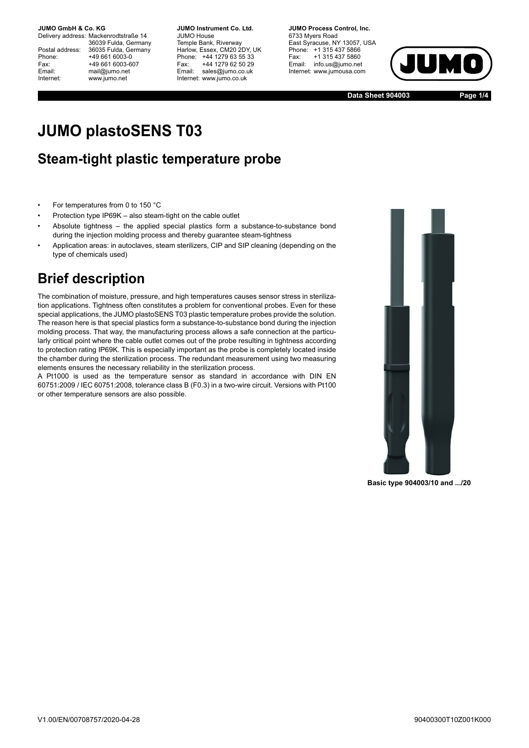**JUMO GmbH & Co. KG**
Delivery address: Mackenrodtstraße 14
36039 Fulda, Germany
Postal address: 36035 Fulda, Germany
Phone: +49 661 6003-0
Fax: +49 661 6003-607
Email: mail@jumo.net
Internet: www.jumo.net

**JUMO Instrument Co. Ltd.**
JUMO House
Temple Bank, Riverway
Harlow, Essex, CM20 2DY, UK
Phone: +44 1279 63 55 33
Fax: +44 1279 62 50 29
Email: sales@jumo.co.uk
Internet: www.jumo.co.uk

**JUMO Process Control, Inc.**
6733 Myers Road
East Syracuse, NY 13057, USA
Phone: +1 315 437 5866
Fax: +1 315 437 5860
Email: info.us@jumo.net
Internet: www.jumousa.com

**Data Sheet 904003**

# JUMO plastoSENS T03

## Steam-tight plastic temperature probe

- For temperatures from 0 to 150 °C
- Protection type IP69K – also steam-tight on the cable outlet
- Absolute tightness – the applied special plastics form a substance-to-substance bond during the injection molding process and thereby guarantee steam-tightness
- Application areas: in autoclaves, steam sterilizers, CIP and SIP cleaning (depending on the type of chemicals used)

# Brief description

The combination of moisture, pressure, and high temperatures causes sensor stress in sterilization applications. Tightness often constitutes a problem for conventional probes. Even for these special applications, the JUMO plastoSENS T03 plastic temperature probes provide the solution. The reason here is that special plastics form a substance-to-substance bond during the injection molding process. That way, the manufacturing process allows a safe connection at the particularly critical point where the cable outlet comes out of the probe resulting in tightness according to protection rating IP69K. This is especially important as the probe is completely located inside the chamber during the sterilization process. The redundant measurement using two measuring elements ensures the necessary reliability in the sterilization process.
A Pt1000 is used as the temperature sensor as standard in accordance with DIN EN 60751:2009 / IEC 60751:2008, tolerance class B (F0.3) in a two-wire circuit. Versions with Pt100 or other temperature sensors are also possible.

**Basic type 904003/10 and .../20**

V1.00/EN/00708757/2020-04-28

90400300T10Z001K000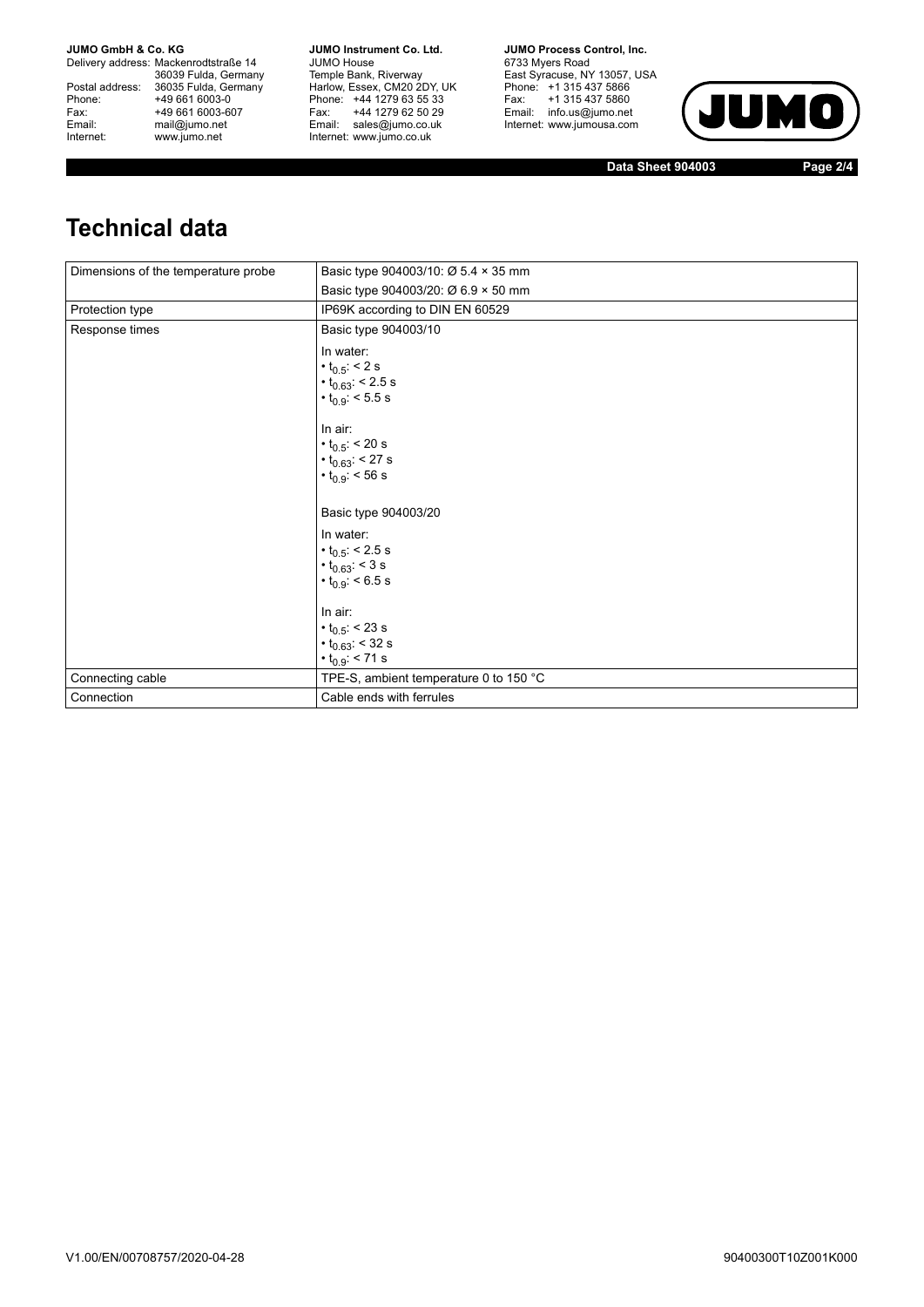# Technical data

| Dimensions of the temperature probe | Basic type 904003/10: Ø 5.4 × 35 mm<br>Basic type 904003/20: Ø 6.9 × 50 mm |
|---|---|
| Protection type | IP69K according to DIN EN 60529 |
| Response times | Basic type 904003/10<br><br>In water:<br>• $t_{0.5}$: < 2 s<br>• $t_{0.63}$: < 2.5 s<br>• $t_{0.9}$: < 5.5 s<br><br>In air:<br>• $t_{0.5}$: < 20 s<br>• $t_{0.63}$: < 27 s<br>• $t_{0.9}$: < 56 s<br><br>Basic type 904003/20<br><br>In water:<br>• $t_{0.5}$: < 2.5 s<br>• $t_{0.63}$: < 3 s<br>• $t_{0.9}$: < 6.5 s<br><br>In air:<br>• $t_{0.5}$: < 23 s<br>• $t_{0.63}$: < 32 s<br>• $t_{0.9}$: < 71 s |
| Connecting cable | TPE-S, ambient temperature 0 to 150 °C |
| Connection | Cable ends with ferrules |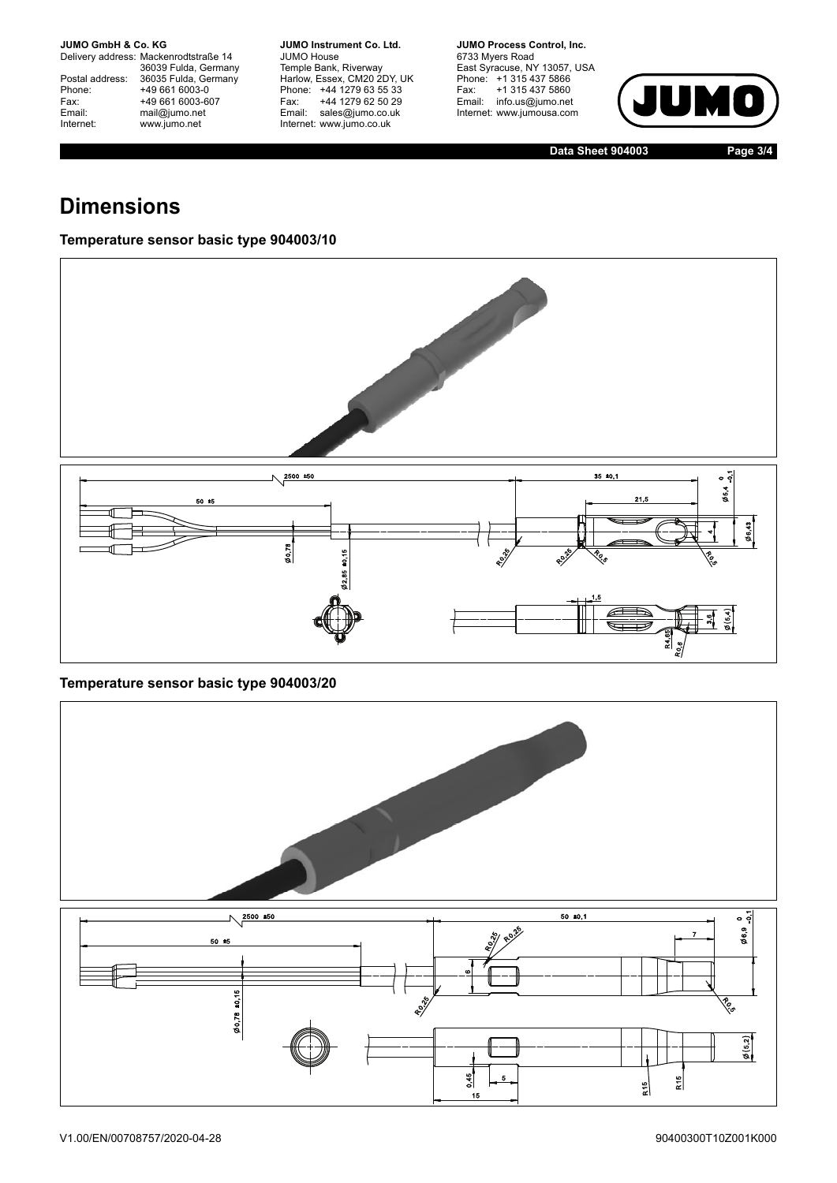# Dimensions

### Temperature sensor basic type 904003/10

### Temperature sensor basic type 904003/20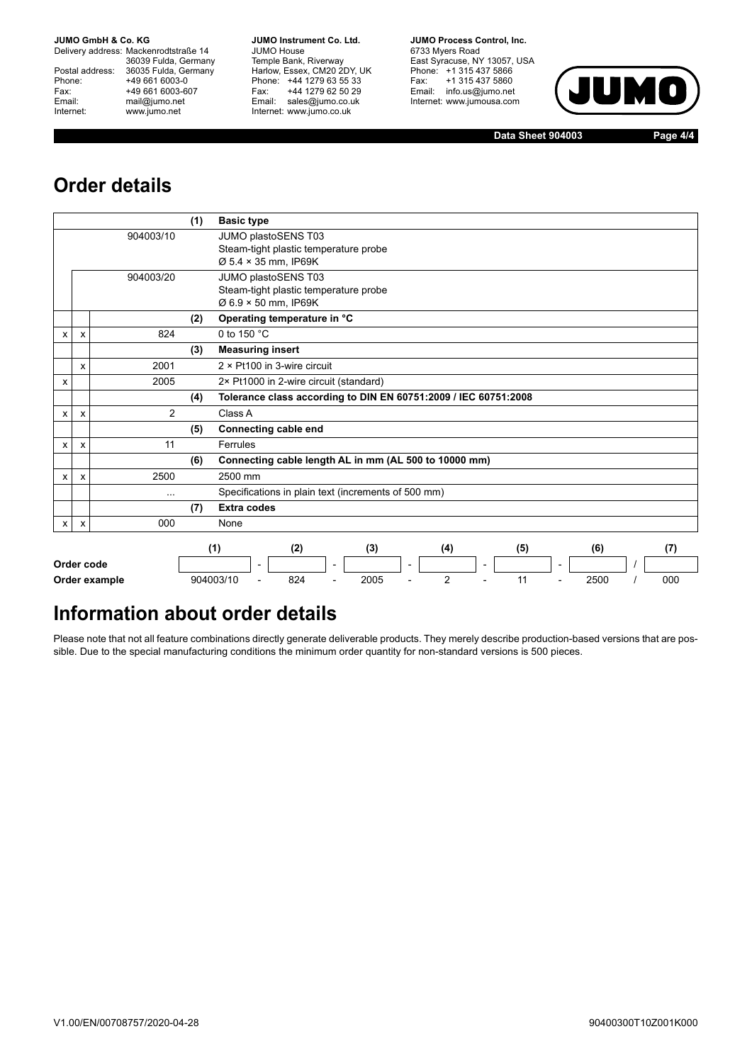# Order details

| | | | | |
|---|---|---|---|---|
| | | | (1) | **Basic type** |
| | | 904003/10 | | JUMO plastoSENS T03<br>Steam-tight plastic temperature probe<br>Ø 5.4 × 35 mm, IP69K |
| | | 904003/20 | | JUMO plastoSENS T03<br>Steam-tight plastic temperature probe<br>Ø 6.9 × 50 mm, IP69K |
| | | | (2) | **Operating temperature in °C** |
| x | x | 824 | | 0 to 150 °C |
| | | | (3) | **Measuring insert** |
| | x | 2001 | | 2 × Pt100 in 3-wire circuit |
| x | | 2005 | | 2× Pt1000 in 2-wire circuit (standard) |
| | | | (4) | **Tolerance class according to DIN EN 60751:2009 / IEC 60751:2008** |
| x | x | 2 | | Class A |
| | | | (5) | **Connecting cable end** |
| x | x | 11 | | Ferrules |
| | | | (6) | **Connecting cable length AL in mm (AL 500 to 10000 mm)** |
| x | x | 2500 | | 2500 mm |
| | | ... | | Specifications in plain text (increments of 500 mm) |
| | | | (7) | **Extra codes** |
| x | x | 000 | | None |

| | (1) | | (2) | | (3) | | (4) | | (5) | | (6) | | (7) |
|---|---|---|---|---|---|---|---|---|---|---|---|---|---|
| **Order code** | | - | | - | | - | | - | | - | | / | |
| **Order example** | 904003/10 | - | 824 | - | 2005 | - | 2 | - | 11 | - | 2500 | / | 000 |

# Information about order details

Please note that not all feature combinations directly generate deliverable products. They merely describe production-based versions that are possible. Due to the special manufacturing conditions the minimum order quantity for non-standard versions is 500 pieces.